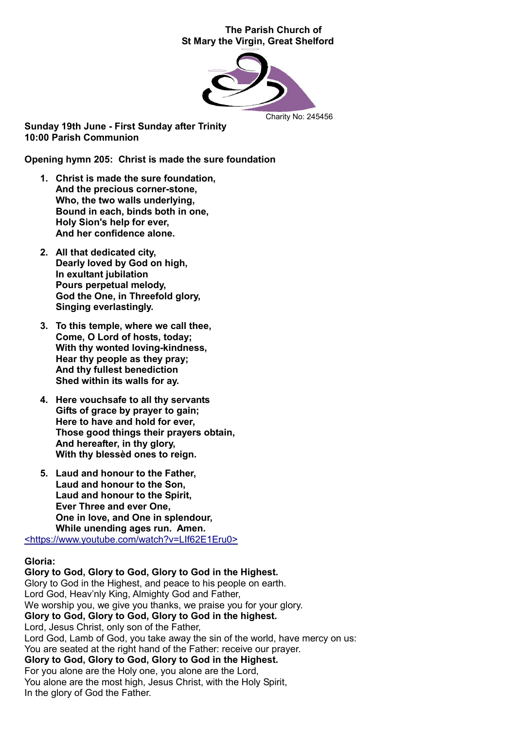**The Parish Church of**
**St Mary the Virgin, Great Shelford**

Charity No: 245456

**Sunday 19th June - First Sunday after Trinity**
**10:00 Parish Communion**

**Opening hymn 205: Christ is made the sure foundation**

1. **Christ is made the sure foundation,**
   **And the precious corner-stone,**
   **Who, the two walls underlying,**
   **Bound in each, binds both in one,**
   **Holy Sion's help for ever,**
   **And her confidence alone.**

2. **All that dedicated city,**
   **Dearly loved by God on high,**
   **In exultant jubilation**
   **Pours perpetual melody,**
   **God the One, in Threefold glory,**
   **Singing everlastingly.**

3. **To this temple, where we call thee,**
   **Come, O Lord of hosts, today;**
   **With thy wonted loving-kindness,**
   **Hear thy people as they pray;**
   **And thy fullest benediction**
   **Shed within its walls for ay.**

4. **Here vouchsafe to all thy servants**
   **Gifts of grace by prayer to gain;**
   **Here to have and hold for ever,**
   **Those good things their prayers obtain,**
   **And hereafter, in thy glory,**
   **With thy blessèd ones to reign.**

5. **Laud and honour to the Father,**
   **Laud and honour to the Son,**
   **Laud and honour to the Spirit,**
   **Ever Three and ever One,**
   **One in love, and One in splendour,**
   **While unending ages run. Amen.**

<https://www.youtube.com/watch?v=LIf62E1Eru0>

**Gloria:**
**Glory to God, Glory to God, Glory to God in the Highest.**
Glory to God in the Highest, and peace to his people on earth.
Lord God, Heav'nly King, Almighty God and Father,
We worship you, we give you thanks, we praise you for your glory.
**Glory to God, Glory to God, Glory to God in the highest.**
Lord, Jesus Christ, only son of the Father,
Lord God, Lamb of God, you take away the sin of the world, have mercy on us:
You are seated at the right hand of the Father: receive our prayer.
**Glory to God, Glory to God, Glory to God in the Highest.**
For you alone are the Holy one, you alone are the Lord,
You alone are the most high, Jesus Christ, with the Holy Spirit,
In the glory of God the Father.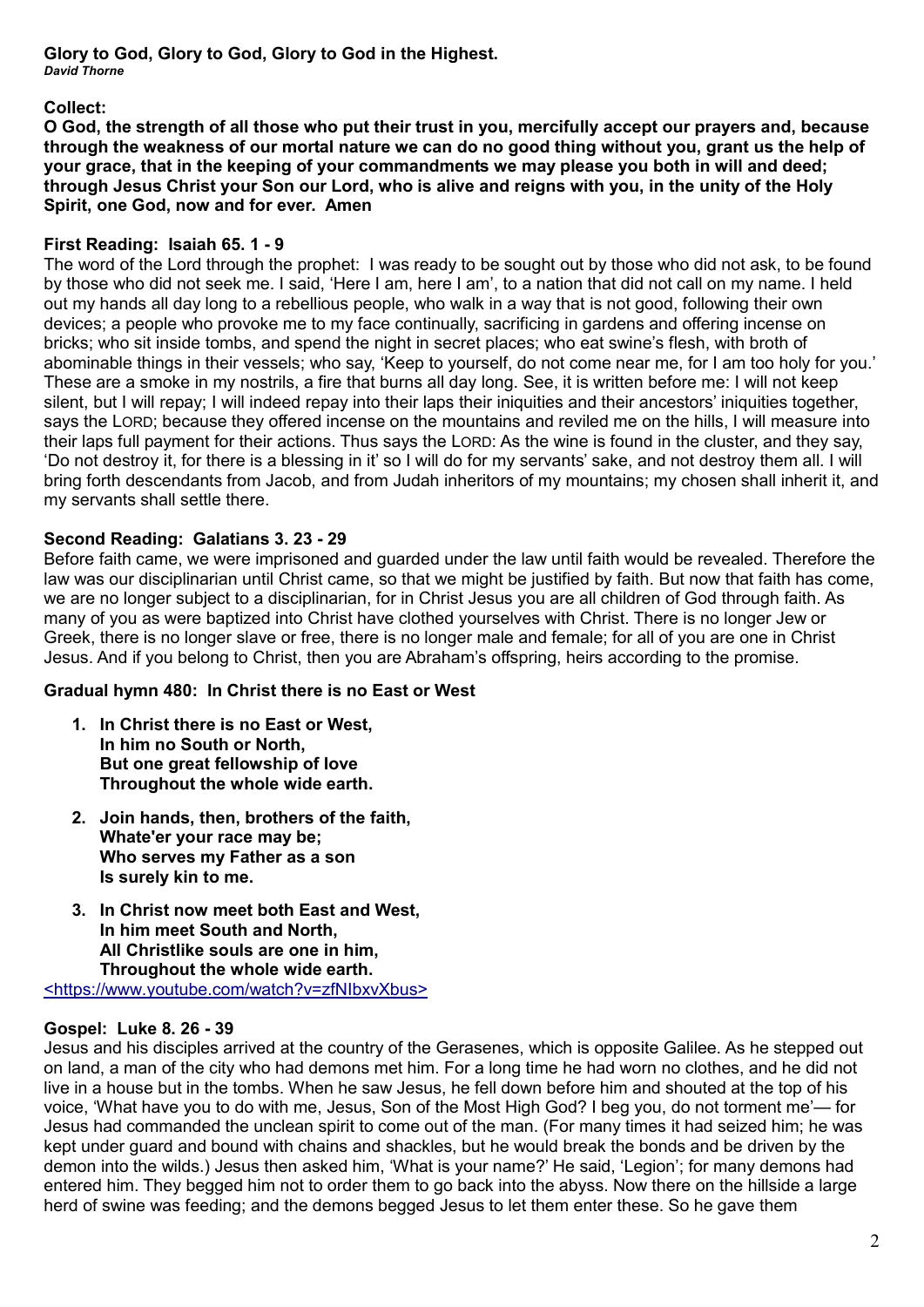**Glory to God, Glory to God, Glory to God in the Highest.**
***David Thorne***

**Collect:**

**O God, the strength of all those who put their trust in you, mercifully accept our prayers and, because through the weakness of our mortal nature we can do no good thing without you, grant us the help of your grace, that in the keeping of your commandments we may please you both in will and deed; through Jesus Christ your Son our Lord, who is alive and reigns with you, in the unity of the Holy Spirit, one God, now and for ever. Amen**

**First Reading: Isaiah 65. 1 - 9**

The word of the Lord through the prophet: I was ready to be sought out by those who did not ask, to be found by those who did not seek me. I said, 'Here I am, here I am', to a nation that did not call on my name. I held out my hands all day long to a rebellious people, who walk in a way that is not good, following their own devices; a people who provoke me to my face continually, sacrificing in gardens and offering incense on bricks; who sit inside tombs, and spend the night in secret places; who eat swine's flesh, with broth of abominable things in their vessels; who say, 'Keep to yourself, do not come near me, for I am too holy for you.' These are a smoke in my nostrils, a fire that burns all day long. See, it is written before me: I will not keep silent, but I will repay; I will indeed repay into their laps their iniquities and their ancestors' iniquities together, says the LORD; because they offered incense on the mountains and reviled me on the hills, I will measure into their laps full payment for their actions. Thus says the LORD: As the wine is found in the cluster, and they say, 'Do not destroy it, for there is a blessing in it' so I will do for my servants' sake, and not destroy them all. I will bring forth descendants from Jacob, and from Judah inheritors of my mountains; my chosen shall inherit it, and my servants shall settle there.

**Second Reading: Galatians 3. 23 - 29**

Before faith came, we were imprisoned and guarded under the law until faith would be revealed. Therefore the law was our disciplinarian until Christ came, so that we might be justified by faith. But now that faith has come, we are no longer subject to a disciplinarian, for in Christ Jesus you are all children of God through faith. As many of you as were baptized into Christ have clothed yourselves with Christ. There is no longer Jew or Greek, there is no longer slave or free, there is no longer male and female; for all of you are one in Christ Jesus. And if you belong to Christ, then you are Abraham's offspring, heirs according to the promise.

**Gradual hymn 480: In Christ there is no East or West**

1. **In Christ there is no East or West,**
   **In him no South or North,**
   **But one great fellowship of love**
   **Throughout the whole wide earth.**

2. **Join hands, then, brothers of the faith,**
   **Whate'er your race may be;**
   **Who serves my Father as a son**
   **Is surely kin to me.**

3. **In Christ now meet both East and West,**
   **In him meet South and North,**
   **All Christlike souls are one in him,**
   **Throughout the whole wide earth.**

<https://www.youtube.com/watch?v=zfNIbxvXbus>

**Gospel: Luke 8. 26 - 39**

Jesus and his disciples arrived at the country of the Gerasenes, which is opposite Galilee. As he stepped out on land, a man of the city who had demons met him. For a long time he had worn no clothes, and he did not live in a house but in the tombs. When he saw Jesus, he fell down before him and shouted at the top of his voice, 'What have you to do with me, Jesus, Son of the Most High God? I beg you, do not torment me'— for Jesus had commanded the unclean spirit to come out of the man. (For many times it had seized him; he was kept under guard and bound with chains and shackles, but he would break the bonds and be driven by the demon into the wilds.) Jesus then asked him, 'What is your name?' He said, 'Legion'; for many demons had entered him. They begged him not to order them to go back into the abyss. Now there on the hillside a large herd of swine was feeding; and the demons begged Jesus to let them enter these. So he gave them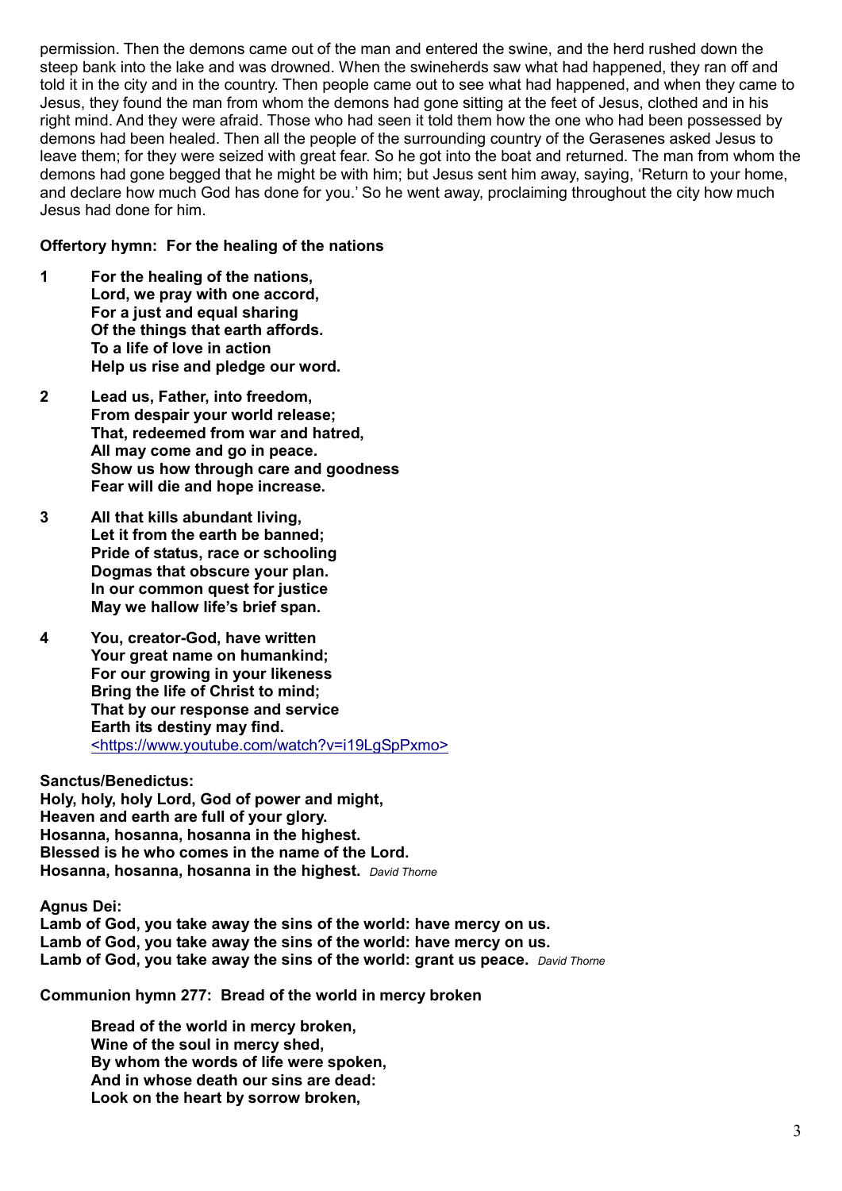permission. Then the demons came out of the man and entered the swine, and the herd rushed down the steep bank into the lake and was drowned. When the swineherds saw what had happened, they ran off and told it in the city and in the country. Then people came out to see what had happened, and when they came to Jesus, they found the man from whom the demons had gone sitting at the feet of Jesus, clothed and in his right mind. And they were afraid. Those who had seen it told them how the one who had been possessed by demons had been healed. Then all the people of the surrounding country of the Gerasenes asked Jesus to leave them; for they were seized with great fear. So he got into the boat and returned. The man from whom the demons had gone begged that he might be with him; but Jesus sent him away, saying, 'Return to your home, and declare how much God has done for you.' So he went away, proclaiming throughout the city how much Jesus had done for him.

**Offertory hymn: For the healing of the nations**

**1** **For the healing of the nations,**
**Lord, we pray with one accord,**
**For a just and equal sharing**
**Of the things that earth affords.**
**To a life of love in action**
**Help us rise and pledge our word.**

**2** **Lead us, Father, into freedom,**
**From despair your world release;**
**That, redeemed from war and hatred,**
**All may come and go in peace.**
**Show us how through care and goodness**
**Fear will die and hope increase.**

**3** **All that kills abundant living,**
**Let it from the earth be banned;**
**Pride of status, race or schooling**
**Dogmas that obscure your plan.**
**In our common quest for justice**
**May we hallow life's brief span.**

**4** **You, creator-God, have written**
**Your great name on humankind;**
**For our growing in your likeness**
**Bring the life of Christ to mind;**
**That by our response and service**
**Earth its destiny may find.**
<https://www.youtube.com/watch?v=i19LgSpPxmo>

**Sanctus/Benedictus:**
**Holy, holy, holy Lord, God of power and might,**
**Heaven and earth are full of your glory.**
**Hosanna, hosanna, hosanna in the highest.**
**Blessed is he who comes in the name of the Lord.**
**Hosanna, hosanna, hosanna in the highest.** *David Thorne*

**Agnus Dei:**
**Lamb of God, you take away the sins of the world: have mercy on us.**
**Lamb of God, you take away the sins of the world: have mercy on us.**
**Lamb of God, you take away the sins of the world: grant us peace.** *David Thorne*

**Communion hymn 277: Bread of the world in mercy broken**

**Bread of the world in mercy broken,**
**Wine of the soul in mercy shed,**
**By whom the words of life were spoken,**
**And in whose death our sins are dead:**
**Look on the heart by sorrow broken,**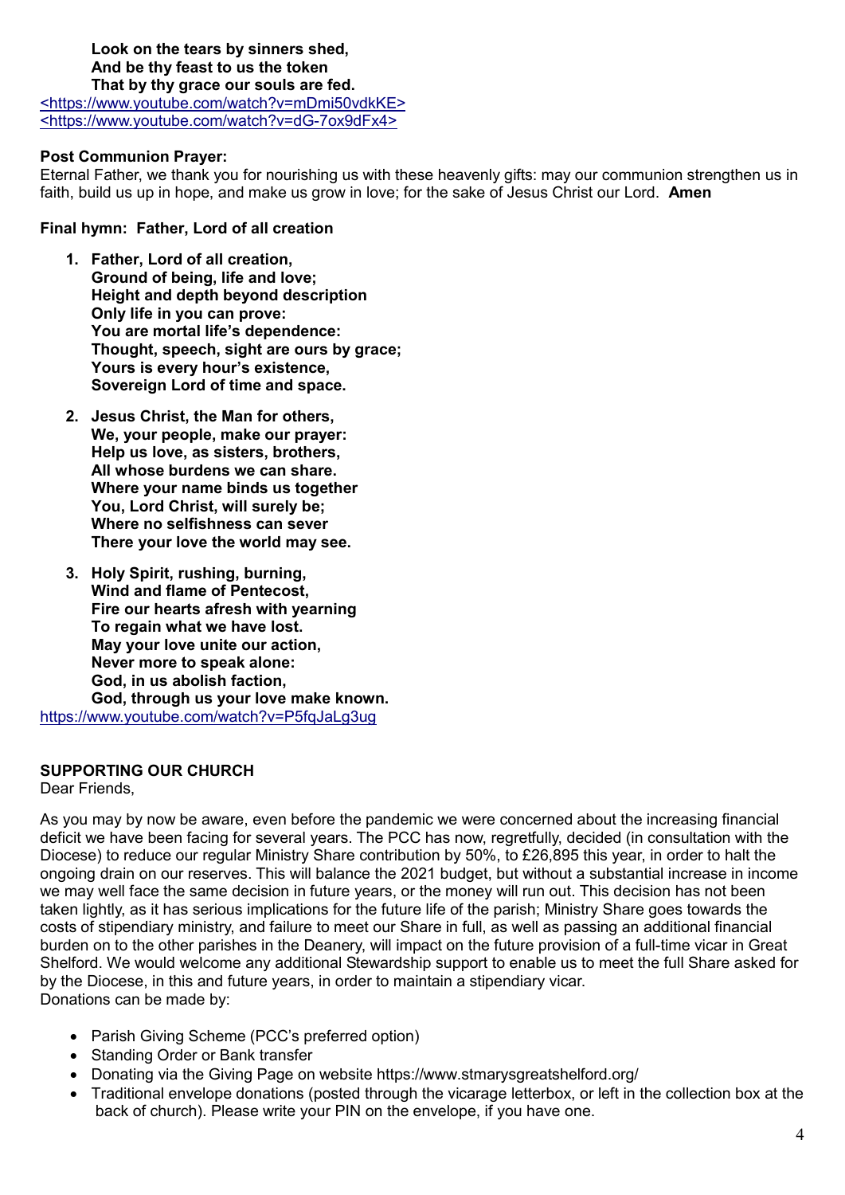**Look on the tears by sinners shed,**
**And be thy feast to us the token**
**That by thy grace our souls are fed.**
<https://www.youtube.com/watch?v=mDmi50vdkKE>
<https://www.youtube.com/watch?v=dG-7ox9dFx4>

**Post Communion Prayer:**
Eternal Father, we thank you for nourishing us with these heavenly gifts: may our communion strengthen us in faith, build us up in hope, and make us grow in love; for the sake of Jesus Christ our Lord. **Amen**

**Final hymn: Father, Lord of all creation**

1. **Father, Lord of all creation,**
   **Ground of being, life and love;**
   **Height and depth beyond description**
   **Only life in you can prove:**
   **You are mortal life's dependence:**
   **Thought, speech, sight are ours by grace;**
   **Yours is every hour's existence,**
   **Sovereign Lord of time and space.**

2. **Jesus Christ, the Man for others,**
   **We, your people, make our prayer:**
   **Help us love, as sisters, brothers,**
   **All whose burdens we can share.**
   **Where your name binds us together**
   **You, Lord Christ, will surely be;**
   **Where no selfishness can sever**
   **There your love the world may see.**

3. **Holy Spirit, rushing, burning,**
   **Wind and flame of Pentecost,**
   **Fire our hearts afresh with yearning**
   **To regain what we have lost.**
   **May your love unite our action,**
   **Never more to speak alone:**
   **God, in us abolish faction,**
   **God, through us your love make known.**

https://www.youtube.com/watch?v=P5fqJaLg3ug

**SUPPORTING OUR CHURCH**
Dear Friends,

As you may by now be aware, even before the pandemic we were concerned about the increasing financial deficit we have been facing for several years. The PCC has now, regretfully, decided (in consultation with the Diocese) to reduce our regular Ministry Share contribution by 50%, to £26,895 this year, in order to halt the ongoing drain on our reserves. This will balance the 2021 budget, but without a substantial increase in income we may well face the same decision in future years, or the money will run out. This decision has not been taken lightly, as it has serious implications for the future life of the parish; Ministry Share goes towards the costs of stipendiary ministry, and failure to meet our Share in full, as well as passing an additional financial burden on to the other parishes in the Deanery, will impact on the future provision of a full-time vicar in Great Shelford. We would welcome any additional Stewardship support to enable us to meet the full Share asked for by the Diocese, in this and future years, in order to maintain a stipendiary vicar.
Donations can be made by:

- Parish Giving Scheme (PCC's preferred option)
- Standing Order or Bank transfer
- Donating via the Giving Page on website https://www.stmarysgreatshelford.org/
- Traditional envelope donations (posted through the vicarage letterbox, or left in the collection box at the back of church). Please write your PIN on the envelope, if you have one.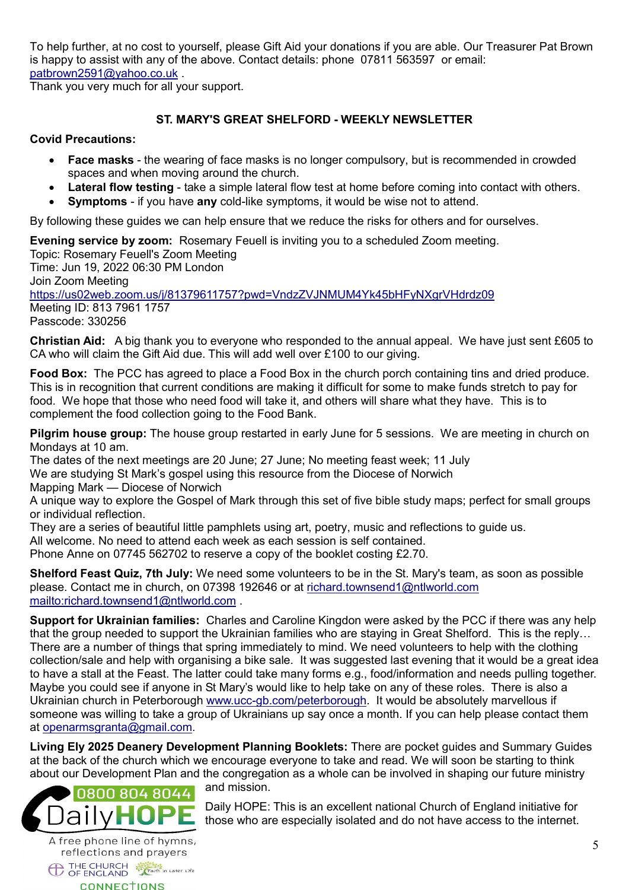To help further, at no cost to yourself, please Gift Aid your donations if you are able. Our Treasurer Pat Brown is happy to assist with any of the above. Contact details: phone 07811 563597 or email: patbrown2591@yahoo.co.uk .
Thank you very much for all your support.

## ST. MARY'S GREAT SHELFORD - WEEKLY NEWSLETTER

**Covid Precautions:**

- **Face masks** - the wearing of face masks is no longer compulsory, but is recommended in crowded spaces and when moving around the church.
- **Lateral flow testing** - take a simple lateral flow test at home before coming into contact with others.
- **Symptoms** - if you have **any** cold-like symptoms, it would be wise not to attend.

By following these guides we can help ensure that we reduce the risks for others and for ourselves.

**Evening service by zoom:** Rosemary Feuell is inviting you to a scheduled Zoom meeting.
Topic: Rosemary Feuell's Zoom Meeting
Time: Jun 19, 2022 06:30 PM London
Join Zoom Meeting
https://us02web.zoom.us/j/81379611757?pwd=VndzZVJNMUM4Yk45bHFyNXgrVHdrdz09
Meeting ID: 813 7961 1757
Passcode: 330256

**Christian Aid:** A big thank you to everyone who responded to the annual appeal. We have just sent £605 to CA who will claim the Gift Aid due. This will add well over £100 to our giving.

**Food Box:** The PCC has agreed to place a Food Box in the church porch containing tins and dried produce. This is in recognition that current conditions are making it difficult for some to make funds stretch to pay for food. We hope that those who need food will take it, and others will share what they have. This is to complement the food collection going to the Food Bank.

**Pilgrim house group:** The house group restarted in early June for 5 sessions. We are meeting in church on Mondays at 10 am.
The dates of the next meetings are 20 June; 27 June; No meeting feast week; 11 July
We are studying St Mark's gospel using this resource from the Diocese of Norwich
Mapping Mark — Diocese of Norwich
A unique way to explore the Gospel of Mark through this set of five bible study maps; perfect for small groups or individual reflection.
They are a series of beautiful little pamphlets using art, poetry, music and reflections to guide us.
All welcome. No need to attend each week as each session is self contained.
Phone Anne on 07745 562702 to reserve a copy of the booklet costing £2.70.

**Shelford Feast Quiz, 7th July:** We need some volunteers to be in the St. Mary's team, as soon as possible please. Contact me in church, on 07398 192646 or at richard.townsend1@ntlworld.com mailto:richard.townsend1@ntlworld.com .

**Support for Ukrainian families:** Charles and Caroline Kingdon were asked by the PCC if there was any help that the group needed to support the Ukrainian families who are staying in Great Shelford. This is the reply… There are a number of things that spring immediately to mind. We need volunteers to help with the clothing collection/sale and help with organising a bike sale. It was suggested last evening that it would be a great idea to have a stall at the Feast. The latter could take many forms e.g., food/information and needs pulling together. Maybe you could see if anyone in St Mary's would like to help take on any of these roles. There is also a Ukrainian church in Peterborough www.ucc-gb.com/peterborough. It would be absolutely marvellous if someone was willing to take a group of Ukrainians up say once a month. If you can help please contact them at openarmsgranta@gmail.com.

**Living Ely 2025 Deanery Development Planning Booklets:** There are pocket guides and Summary Guides at the back of the church which we encourage everyone to take and read. We will soon be starting to think about our Development Plan and the congregation as a whole can be involved in shaping our future ministry and mission.

0800 804 8044
DailyHOPE
A free phone line of hymns, reflections and prayers
THE CHURCH OF ENGLAND
CONNECTIONS

Daily HOPE: This is an excellent national Church of England initiative for those who are especially isolated and do not have access to the internet.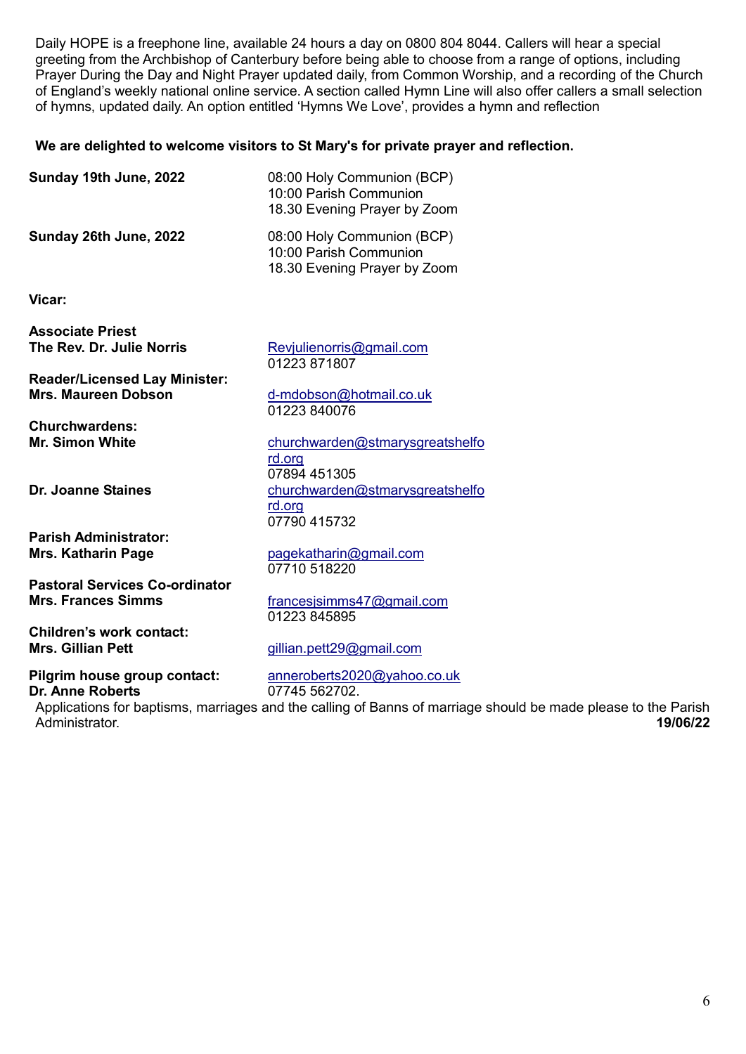Daily HOPE is a freephone line, available 24 hours a day on 0800 804 8044. Callers will hear a special greeting from the Archbishop of Canterbury before being able to choose from a range of options, including Prayer During the Day and Night Prayer updated daily, from Common Worship, and a recording of the Church of England's weekly national online service. A section called Hymn Line will also offer callers a small selection of hymns, updated daily. An option entitled 'Hymns We Love', provides a hymn and reflection

**We are delighted to welcome visitors to St Mary's for private prayer and reflection.**

**Sunday 19th June, 2022**
08:00 Holy Communion (BCP)
10:00 Parish Communion
18.30 Evening Prayer by Zoom

**Sunday 26th June, 2022**
08:00 Holy Communion (BCP)
10:00 Parish Communion
18.30 Evening Prayer by Zoom

**Vicar:**

**Associate Priest**
**The Rev. Dr. Julie Norris** — Revjulienorris@gmail.com, 01223 871807

**Reader/Licensed Lay Minister:**
**Mrs. Maureen Dobson** — d-mdobson@hotmail.co.uk, 01223 840076

**Churchwardens:**
**Mr. Simon White** — churchwarden@stmarysgreatshelford.org, 07894 451305
**Dr. Joanne Staines** — churchwarden@stmarysgreatshelford.org, 07790 415732

**Parish Administrator:**
**Mrs. Katharin Page** — pagekatharin@gmail.com, 07710 518220

**Pastoral Services Co-ordinator**
**Mrs. Frances Simms** — francesjsimms47@gmail.com, 01223 845895

**Children's work contact:**
**Mrs. Gillian Pett** — gillian.pett29@gmail.com

**Pilgrim house group contact:**
**Dr. Anne Roberts** — anneroberts2020@yahoo.co.uk, 07745 562702.

Applications for baptisms, marriages and the calling of Banns of marriage should be made please to the Parish Administrator.

**19/06/22**